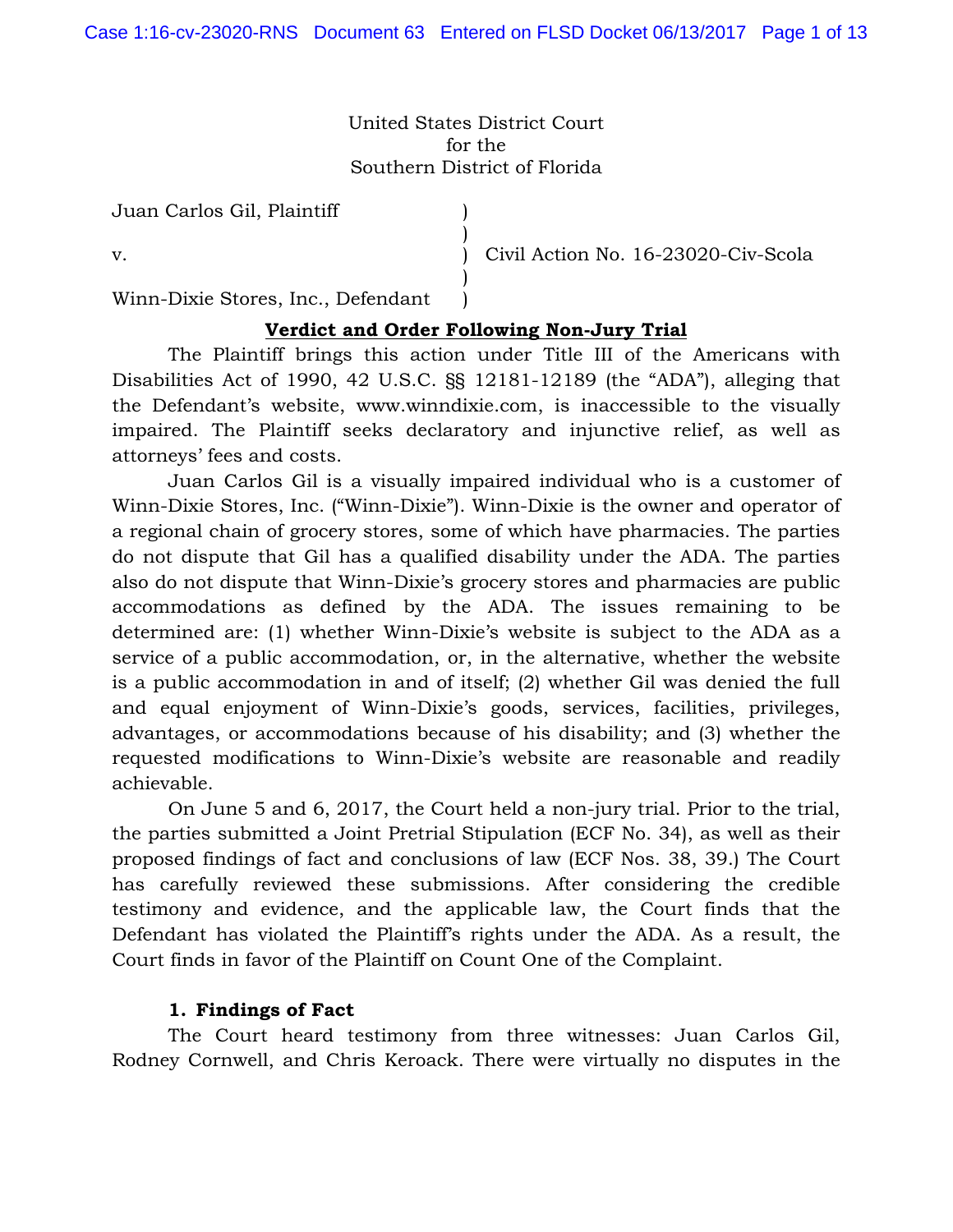United States District Court
for the
Southern District of Florida

| | | |
|---|---|---|
| Juan Carlos Gil, Plaintiff | ) | |
| | ) | |
| v. | ) | Civil Action No. 16-23020-Civ-Scola |
| | ) | |
| Winn-Dixie Stores, Inc., Defendant | ) | |

## Verdict and Order Following Non-Jury Trial

The Plaintiff brings this action under Title III of the Americans with Disabilities Act of 1990, 42 U.S.C. §§ 12181-12189 (the "ADA"), alleging that the Defendant's website, www.winndixie.com, is inaccessible to the visually impaired. The Plaintiff seeks declaratory and injunctive relief, as well as attorneys' fees and costs.

Juan Carlos Gil is a visually impaired individual who is a customer of Winn-Dixie Stores, Inc. ("Winn-Dixie"). Winn-Dixie is the owner and operator of a regional chain of grocery stores, some of which have pharmacies. The parties do not dispute that Gil has a qualified disability under the ADA. The parties also do not dispute that Winn-Dixie's grocery stores and pharmacies are public accommodations as defined by the ADA. The issues remaining to be determined are: (1) whether Winn-Dixie's website is subject to the ADA as a service of a public accommodation, or, in the alternative, whether the website is a public accommodation in and of itself; (2) whether Gil was denied the full and equal enjoyment of Winn-Dixie's goods, services, facilities, privileges, advantages, or accommodations because of his disability; and (3) whether the requested modifications to Winn-Dixie's website are reasonable and readily achievable.

On June 5 and 6, 2017, the Court held a non-jury trial. Prior to the trial, the parties submitted a Joint Pretrial Stipulation (ECF No. 34), as well as their proposed findings of fact and conclusions of law (ECF Nos. 38, 39.) The Court has carefully reviewed these submissions. After considering the credible testimony and evidence, and the applicable law, the Court finds that the Defendant has violated the Plaintiff's rights under the ADA. As a result, the Court finds in favor of the Plaintiff on Count One of the Complaint.

### 1. Findings of Fact

The Court heard testimony from three witnesses: Juan Carlos Gil, Rodney Cornwell, and Chris Keroack. There were virtually no disputes in the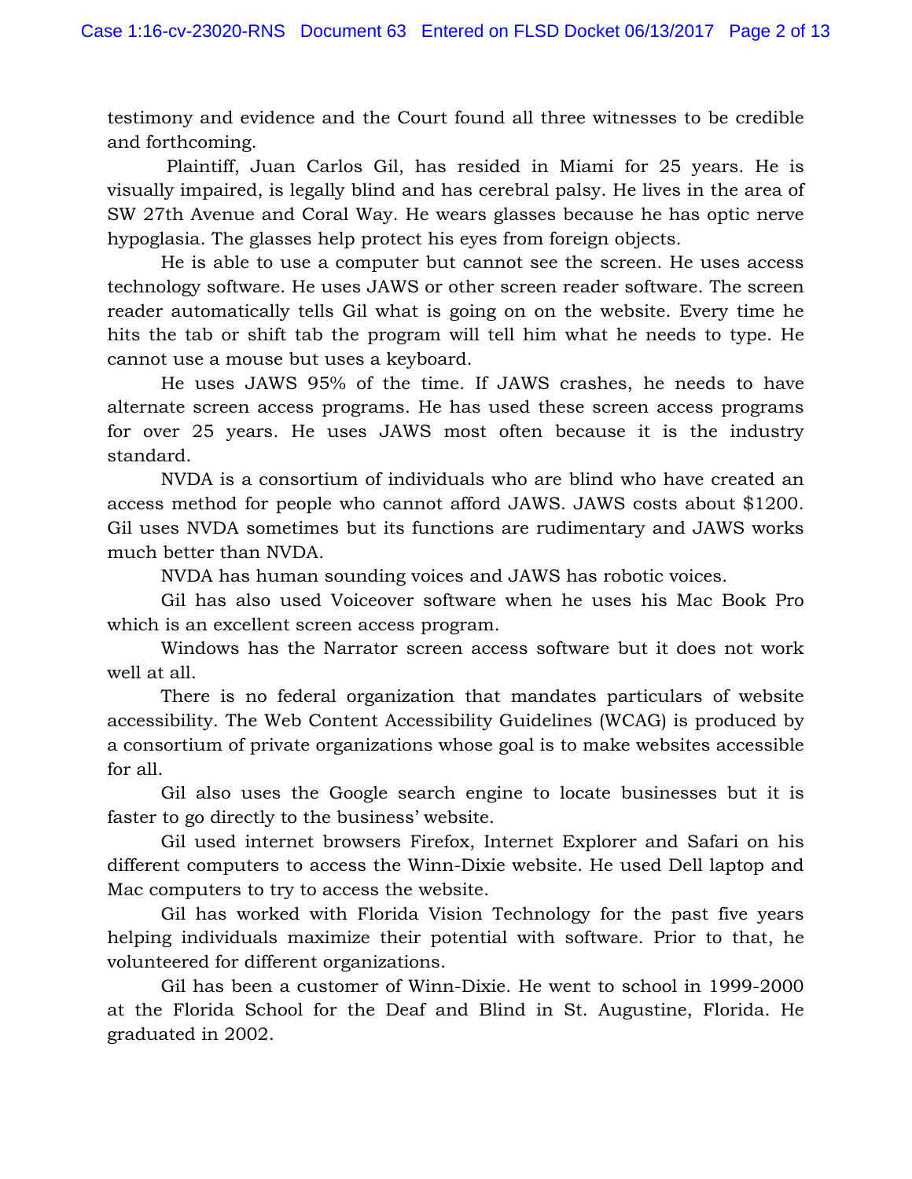testimony and evidence and the Court found all three witnesses to be credible and forthcoming.

Plaintiff, Juan Carlos Gil, has resided in Miami for 25 years. He is visually impaired, is legally blind and has cerebral palsy. He lives in the area of SW 27th Avenue and Coral Way. He wears glasses because he has optic nerve hypoglasia. The glasses help protect his eyes from foreign objects.

He is able to use a computer but cannot see the screen. He uses access technology software. He uses JAWS or other screen reader software. The screen reader automatically tells Gil what is going on on the website. Every time he hits the tab or shift tab the program will tell him what he needs to type. He cannot use a mouse but uses a keyboard.

He uses JAWS 95% of the time. If JAWS crashes, he needs to have alternate screen access programs. He has used these screen access programs for over 25 years. He uses JAWS most often because it is the industry standard.

NVDA is a consortium of individuals who are blind who have created an access method for people who cannot afford JAWS. JAWS costs about $1200. Gil uses NVDA sometimes but its functions are rudimentary and JAWS works much better than NVDA.

NVDA has human sounding voices and JAWS has robotic voices.

Gil has also used Voiceover software when he uses his Mac Book Pro which is an excellent screen access program.

Windows has the Narrator screen access software but it does not work well at all.

There is no federal organization that mandates particulars of website accessibility. The Web Content Accessibility Guidelines (WCAG) is produced by a consortium of private organizations whose goal is to make websites accessible for all.

Gil also uses the Google search engine to locate businesses but it is faster to go directly to the business' website.

Gil used internet browsers Firefox, Internet Explorer and Safari on his different computers to access the Winn-Dixie website. He used Dell laptop and Mac computers to try to access the website.

Gil has worked with Florida Vision Technology for the past five years helping individuals maximize their potential with software. Prior to that, he volunteered for different organizations.

Gil has been a customer of Winn-Dixie. He went to school in 1999-2000 at the Florida School for the Deaf and Blind in St. Augustine, Florida. He graduated in 2002.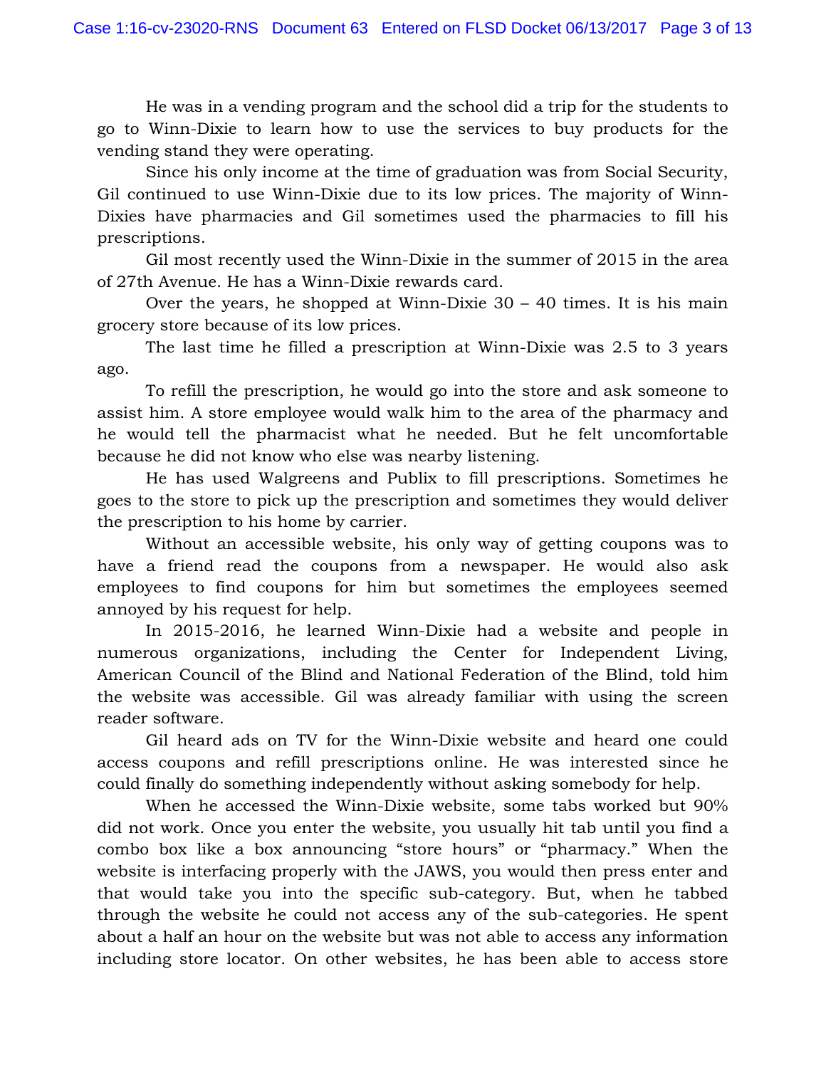He was in a vending program and the school did a trip for the students to go to Winn-Dixie to learn how to use the services to buy products for the vending stand they were operating.

Since his only income at the time of graduation was from Social Security, Gil continued to use Winn-Dixie due to its low prices. The majority of Winn-Dixies have pharmacies and Gil sometimes used the pharmacies to fill his prescriptions.

Gil most recently used the Winn-Dixie in the summer of 2015 in the area of 27th Avenue. He has a Winn-Dixie rewards card.

Over the years, he shopped at Winn-Dixie 30 – 40 times. It is his main grocery store because of its low prices.

The last time he filled a prescription at Winn-Dixie was 2.5 to 3 years ago.

To refill the prescription, he would go into the store and ask someone to assist him. A store employee would walk him to the area of the pharmacy and he would tell the pharmacist what he needed. But he felt uncomfortable because he did not know who else was nearby listening.

He has used Walgreens and Publix to fill prescriptions. Sometimes he goes to the store to pick up the prescription and sometimes they would deliver the prescription to his home by carrier.

Without an accessible website, his only way of getting coupons was to have a friend read the coupons from a newspaper. He would also ask employees to find coupons for him but sometimes the employees seemed annoyed by his request for help.

In 2015-2016, he learned Winn-Dixie had a website and people in numerous organizations, including the Center for Independent Living, American Council of the Blind and National Federation of the Blind, told him the website was accessible. Gil was already familiar with using the screen reader software.

Gil heard ads on TV for the Winn-Dixie website and heard one could access coupons and refill prescriptions online. He was interested since he could finally do something independently without asking somebody for help.

When he accessed the Winn-Dixie website, some tabs worked but 90% did not work. Once you enter the website, you usually hit tab until you find a combo box like a box announcing "store hours" or "pharmacy." When the website is interfacing properly with the JAWS, you would then press enter and that would take you into the specific sub-category. But, when he tabbed through the website he could not access any of the sub-categories. He spent about a half an hour on the website but was not able to access any information including store locator. On other websites, he has been able to access store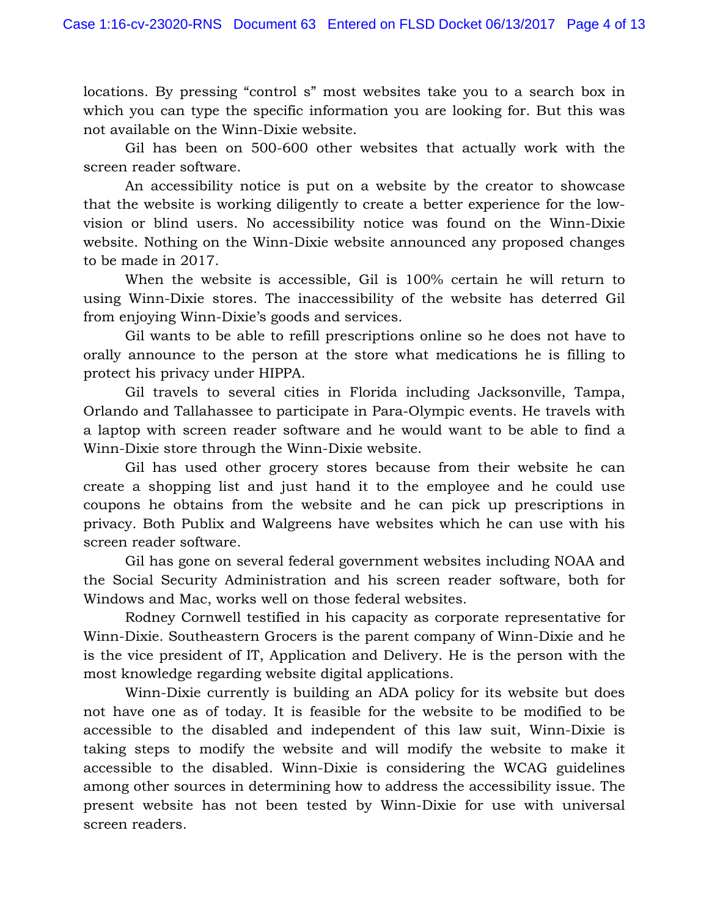locations. By pressing "control s" most websites take you to a search box in which you can type the specific information you are looking for. But this was not available on the Winn-Dixie website.

Gil has been on 500-600 other websites that actually work with the screen reader software.

An accessibility notice is put on a website by the creator to showcase that the website is working diligently to create a better experience for the low-vision or blind users. No accessibility notice was found on the Winn-Dixie website. Nothing on the Winn-Dixie website announced any proposed changes to be made in 2017.

When the website is accessible, Gil is 100% certain he will return to using Winn-Dixie stores. The inaccessibility of the website has deterred Gil from enjoying Winn-Dixie's goods and services.

Gil wants to be able to refill prescriptions online so he does not have to orally announce to the person at the store what medications he is filling to protect his privacy under HIPPA.

Gil travels to several cities in Florida including Jacksonville, Tampa, Orlando and Tallahassee to participate in Para-Olympic events. He travels with a laptop with screen reader software and he would want to be able to find a Winn-Dixie store through the Winn-Dixie website.

Gil has used other grocery stores because from their website he can create a shopping list and just hand it to the employee and he could use coupons he obtains from the website and he can pick up prescriptions in privacy. Both Publix and Walgreens have websites which he can use with his screen reader software.

Gil has gone on several federal government websites including NOAA and the Social Security Administration and his screen reader software, both for Windows and Mac, works well on those federal websites.

Rodney Cornwell testified in his capacity as corporate representative for Winn-Dixie. Southeastern Grocers is the parent company of Winn-Dixie and he is the vice president of IT, Application and Delivery. He is the person with the most knowledge regarding website digital applications.

Winn-Dixie currently is building an ADA policy for its website but does not have one as of today. It is feasible for the website to be modified to be accessible to the disabled and independent of this law suit, Winn-Dixie is taking steps to modify the website and will modify the website to make it accessible to the disabled. Winn-Dixie is considering the WCAG guidelines among other sources in determining how to address the accessibility issue. The present website has not been tested by Winn-Dixie for use with universal screen readers.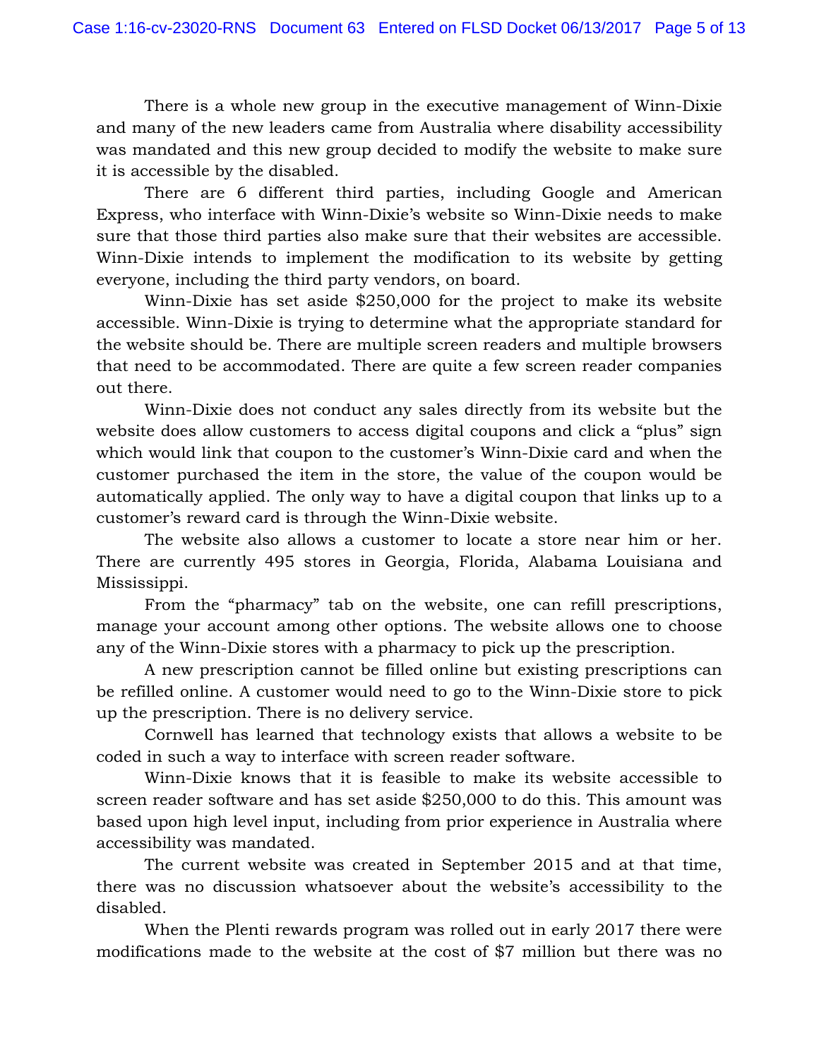There is a whole new group in the executive management of Winn-Dixie and many of the new leaders came from Australia where disability accessibility was mandated and this new group decided to modify the website to make sure it is accessible by the disabled.

There are 6 different third parties, including Google and American Express, who interface with Winn-Dixie's website so Winn-Dixie needs to make sure that those third parties also make sure that their websites are accessible. Winn-Dixie intends to implement the modification to its website by getting everyone, including the third party vendors, on board.

Winn-Dixie has set aside $250,000 for the project to make its website accessible. Winn-Dixie is trying to determine what the appropriate standard for the website should be. There are multiple screen readers and multiple browsers that need to be accommodated. There are quite a few screen reader companies out there.

Winn-Dixie does not conduct any sales directly from its website but the website does allow customers to access digital coupons and click a "plus" sign which would link that coupon to the customer's Winn-Dixie card and when the customer purchased the item in the store, the value of the coupon would be automatically applied. The only way to have a digital coupon that links up to a customer's reward card is through the Winn-Dixie website.

The website also allows a customer to locate a store near him or her. There are currently 495 stores in Georgia, Florida, Alabama Louisiana and Mississippi.

From the "pharmacy" tab on the website, one can refill prescriptions, manage your account among other options. The website allows one to choose any of the Winn-Dixie stores with a pharmacy to pick up the prescription.

A new prescription cannot be filled online but existing prescriptions can be refilled online. A customer would need to go to the Winn-Dixie store to pick up the prescription. There is no delivery service.

Cornwell has learned that technology exists that allows a website to be coded in such a way to interface with screen reader software.

Winn-Dixie knows that it is feasible to make its website accessible to screen reader software and has set aside $250,000 to do this. This amount was based upon high level input, including from prior experience in Australia where accessibility was mandated.

The current website was created in September 2015 and at that time, there was no discussion whatsoever about the website's accessibility to the disabled.

When the Plenti rewards program was rolled out in early 2017 there were modifications made to the website at the cost of $7 million but there was no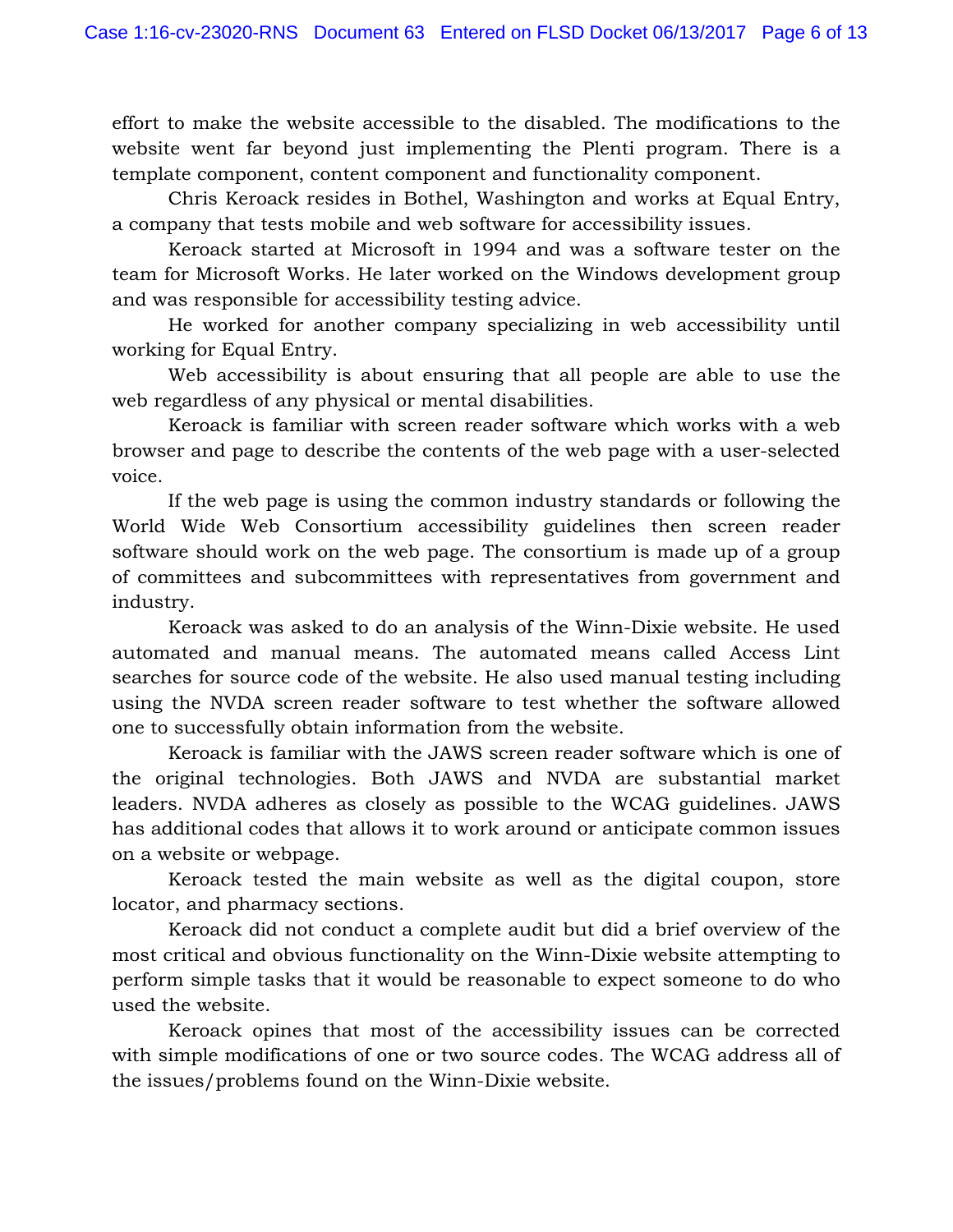effort to make the website accessible to the disabled. The modifications to the website went far beyond just implementing the Plenti program. There is a template component, content component and functionality component.

Chris Keroack resides in Bothel, Washington and works at Equal Entry, a company that tests mobile and web software for accessibility issues.

Keroack started at Microsoft in 1994 and was a software tester on the team for Microsoft Works. He later worked on the Windows development group and was responsible for accessibility testing advice.

He worked for another company specializing in web accessibility until working for Equal Entry.

Web accessibility is about ensuring that all people are able to use the web regardless of any physical or mental disabilities.

Keroack is familiar with screen reader software which works with a web browser and page to describe the contents of the web page with a user-selected voice.

If the web page is using the common industry standards or following the World Wide Web Consortium accessibility guidelines then screen reader software should work on the web page. The consortium is made up of a group of committees and subcommittees with representatives from government and industry.

Keroack was asked to do an analysis of the Winn-Dixie website. He used automated and manual means. The automated means called Access Lint searches for source code of the website. He also used manual testing including using the NVDA screen reader software to test whether the software allowed one to successfully obtain information from the website.

Keroack is familiar with the JAWS screen reader software which is one of the original technologies. Both JAWS and NVDA are substantial market leaders. NVDA adheres as closely as possible to the WCAG guidelines. JAWS has additional codes that allows it to work around or anticipate common issues on a website or webpage.

Keroack tested the main website as well as the digital coupon, store locator, and pharmacy sections.

Keroack did not conduct a complete audit but did a brief overview of the most critical and obvious functionality on the Winn-Dixie website attempting to perform simple tasks that it would be reasonable to expect someone to do who used the website.

Keroack opines that most of the accessibility issues can be corrected with simple modifications of one or two source codes. The WCAG address all of the issues/problems found on the Winn-Dixie website.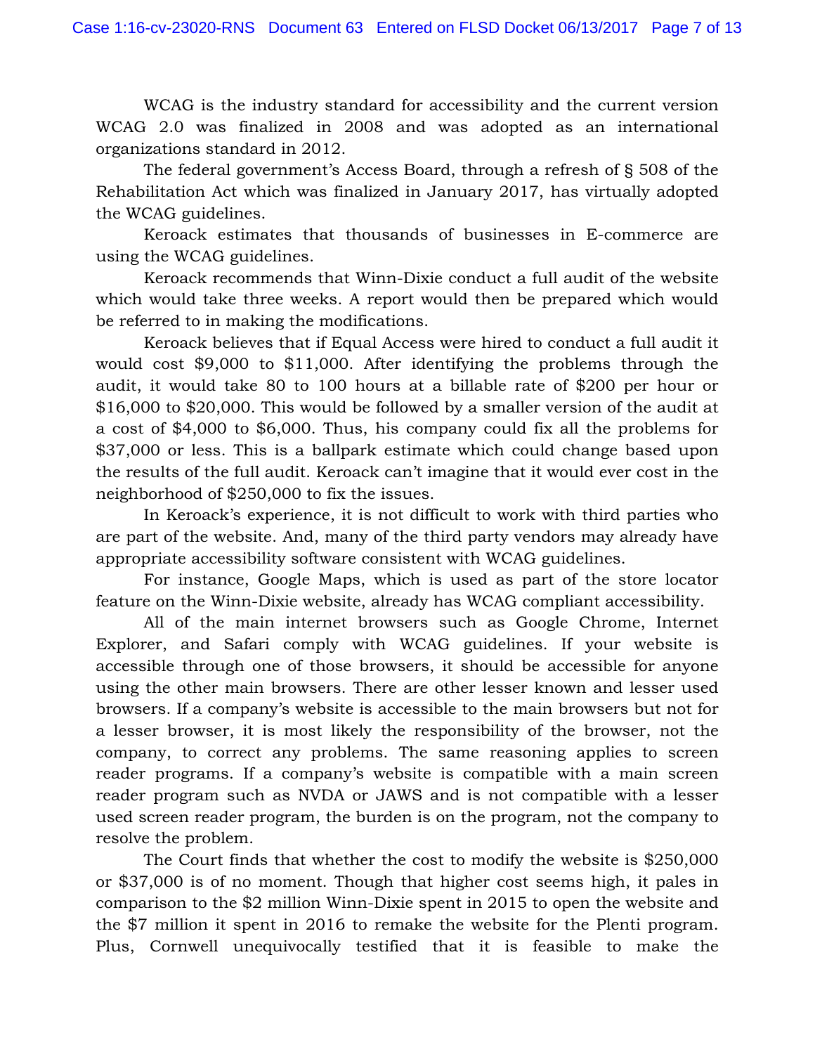WCAG is the industry standard for accessibility and the current version WCAG 2.0 was finalized in 2008 and was adopted as an international organizations standard in 2012.

The federal government's Access Board, through a refresh of § 508 of the Rehabilitation Act which was finalized in January 2017, has virtually adopted the WCAG guidelines.

Keroack estimates that thousands of businesses in E-commerce are using the WCAG guidelines.

Keroack recommends that Winn-Dixie conduct a full audit of the website which would take three weeks. A report would then be prepared which would be referred to in making the modifications.

Keroack believes that if Equal Access were hired to conduct a full audit it would cost $9,000 to $11,000. After identifying the problems through the audit, it would take 80 to 100 hours at a billable rate of $200 per hour or $16,000 to $20,000. This would be followed by a smaller version of the audit at a cost of $4,000 to $6,000. Thus, his company could fix all the problems for $37,000 or less. This is a ballpark estimate which could change based upon the results of the full audit. Keroack can't imagine that it would ever cost in the neighborhood of $250,000 to fix the issues.

In Keroack's experience, it is not difficult to work with third parties who are part of the website. And, many of the third party vendors may already have appropriate accessibility software consistent with WCAG guidelines.

For instance, Google Maps, which is used as part of the store locator feature on the Winn-Dixie website, already has WCAG compliant accessibility.

All of the main internet browsers such as Google Chrome, Internet Explorer, and Safari comply with WCAG guidelines. If your website is accessible through one of those browsers, it should be accessible for anyone using the other main browsers. There are other lesser known and lesser used browsers. If a company's website is accessible to the main browsers but not for a lesser browser, it is most likely the responsibility of the browser, not the company, to correct any problems. The same reasoning applies to screen reader programs. If a company's website is compatible with a main screen reader program such as NVDA or JAWS and is not compatible with a lesser used screen reader program, the burden is on the program, not the company to resolve the problem.

The Court finds that whether the cost to modify the website is $250,000 or $37,000 is of no moment. Though that higher cost seems high, it pales in comparison to the $2 million Winn-Dixie spent in 2015 to open the website and the $7 million it spent in 2016 to remake the website for the Plenti program. Plus, Cornwell unequivocally testified that it is feasible to make the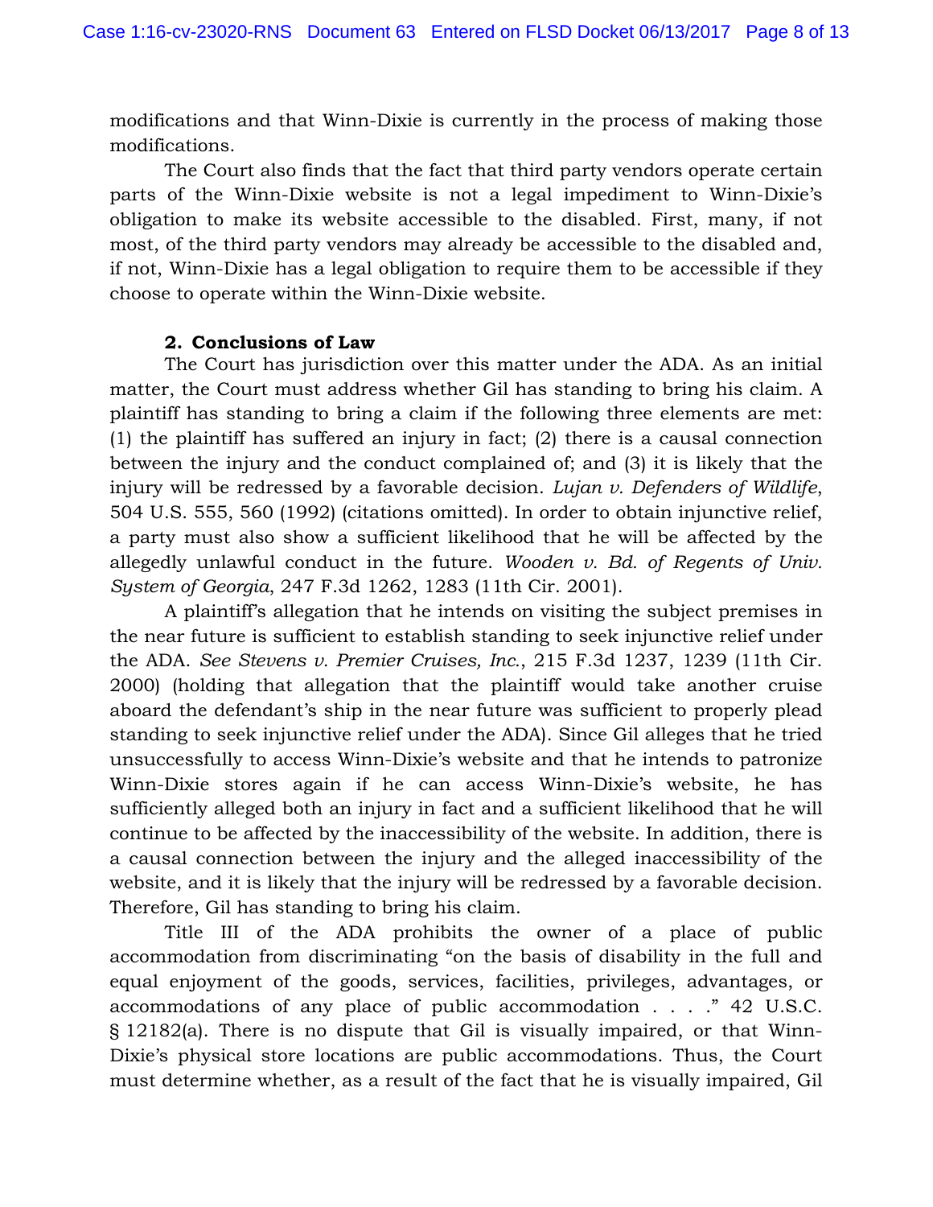modifications and that Winn-Dixie is currently in the process of making those modifications.

The Court also finds that the fact that third party vendors operate certain parts of the Winn-Dixie website is not a legal impediment to Winn-Dixie's obligation to make its website accessible to the disabled. First, many, if not most, of the third party vendors may already be accessible to the disabled and, if not, Winn-Dixie has a legal obligation to require them to be accessible if they choose to operate within the Winn-Dixie website.

**2. Conclusions of Law**

The Court has jurisdiction over this matter under the ADA. As an initial matter, the Court must address whether Gil has standing to bring his claim. A plaintiff has standing to bring a claim if the following three elements are met: (1) the plaintiff has suffered an injury in fact; (2) there is a causal connection between the injury and the conduct complained of; and (3) it is likely that the injury will be redressed by a favorable decision. *Lujan v. Defenders of Wildlife*, 504 U.S. 555, 560 (1992) (citations omitted). In order to obtain injunctive relief, a party must also show a sufficient likelihood that he will be affected by the allegedly unlawful conduct in the future. *Wooden v. Bd. of Regents of Univ. System of Georgia*, 247 F.3d 1262, 1283 (11th Cir. 2001).

A plaintiff's allegation that he intends on visiting the subject premises in the near future is sufficient to establish standing to seek injunctive relief under the ADA. *See Stevens v. Premier Cruises, Inc.*, 215 F.3d 1237, 1239 (11th Cir. 2000) (holding that allegation that the plaintiff would take another cruise aboard the defendant's ship in the near future was sufficient to properly plead standing to seek injunctive relief under the ADA). Since Gil alleges that he tried unsuccessfully to access Winn-Dixie's website and that he intends to patronize Winn-Dixie stores again if he can access Winn-Dixie's website, he has sufficiently alleged both an injury in fact and a sufficient likelihood that he will continue to be affected by the inaccessibility of the website. In addition, there is a causal connection between the injury and the alleged inaccessibility of the website, and it is likely that the injury will be redressed by a favorable decision. Therefore, Gil has standing to bring his claim.

Title III of the ADA prohibits the owner of a place of public accommodation from discriminating "on the basis of disability in the full and equal enjoyment of the goods, services, facilities, privileges, advantages, or accommodations of any place of public accommodation . . . ." 42 U.S.C. § 12182(a). There is no dispute that Gil is visually impaired, or that Winn-Dixie's physical store locations are public accommodations. Thus, the Court must determine whether, as a result of the fact that he is visually impaired, Gil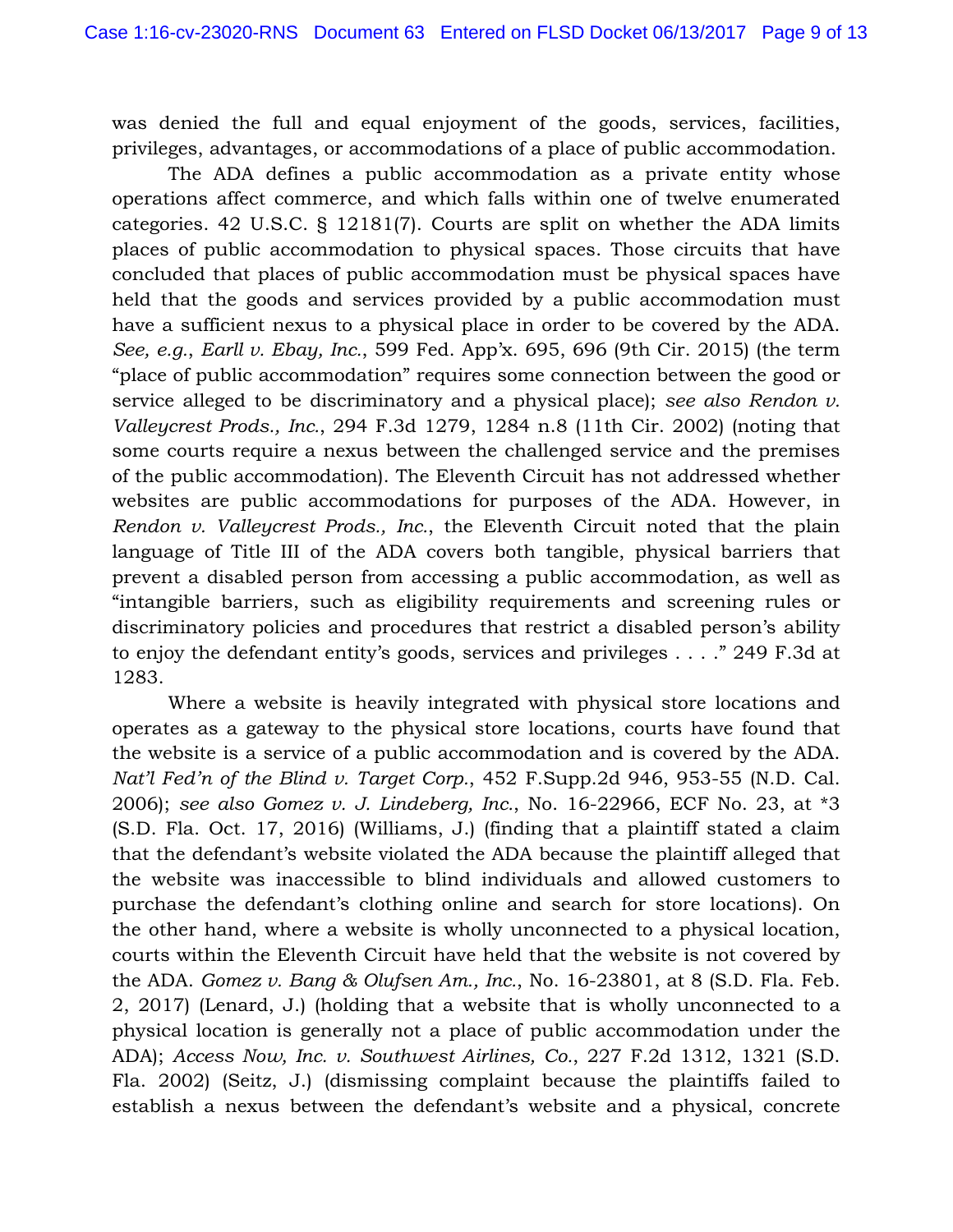was denied the full and equal enjoyment of the goods, services, facilities, privileges, advantages, or accommodations of a place of public accommodation.

The ADA defines a public accommodation as a private entity whose operations affect commerce, and which falls within one of twelve enumerated categories. 42 U.S.C. § 12181(7). Courts are split on whether the ADA limits places of public accommodation to physical spaces. Those circuits that have concluded that places of public accommodation must be physical spaces have held that the goods and services provided by a public accommodation must have a sufficient nexus to a physical place in order to be covered by the ADA. *See, e.g.*, *Earll v. Ebay, Inc.*, 599 Fed. App'x. 695, 696 (9th Cir. 2015) (the term "place of public accommodation" requires some connection between the good or service alleged to be discriminatory and a physical place); *see also Rendon v. Valleycrest Prods., Inc.*, 294 F.3d 1279, 1284 n.8 (11th Cir. 2002) (noting that some courts require a nexus between the challenged service and the premises of the public accommodation). The Eleventh Circuit has not addressed whether websites are public accommodations for purposes of the ADA. However, in *Rendon v. Valleycrest Prods., Inc.*, the Eleventh Circuit noted that the plain language of Title III of the ADA covers both tangible, physical barriers that prevent a disabled person from accessing a public accommodation, as well as "intangible barriers, such as eligibility requirements and screening rules or discriminatory policies and procedures that restrict a disabled person's ability to enjoy the defendant entity's goods, services and privileges . . . ." 249 F.3d at 1283.

Where a website is heavily integrated with physical store locations and operates as a gateway to the physical store locations, courts have found that the website is a service of a public accommodation and is covered by the ADA. *Nat'l Fed'n of the Blind v. Target Corp.*, 452 F.Supp.2d 946, 953-55 (N.D. Cal. 2006); *see also Gomez v. J. Lindeberg, Inc.*, No. 16-22966, ECF No. 23, at \*3 (S.D. Fla. Oct. 17, 2016) (Williams, J.) (finding that a plaintiff stated a claim that the defendant's website violated the ADA because the plaintiff alleged that the website was inaccessible to blind individuals and allowed customers to purchase the defendant's clothing online and search for store locations). On the other hand, where a website is wholly unconnected to a physical location, courts within the Eleventh Circuit have held that the website is not covered by the ADA. *Gomez v. Bang & Olufsen Am., Inc.*, No. 16-23801, at 8 (S.D. Fla. Feb. 2, 2017) (Lenard, J.) (holding that a website that is wholly unconnected to a physical location is generally not a place of public accommodation under the ADA); *Access Now, Inc. v. Southwest Airlines, Co.*, 227 F.2d 1312, 1321 (S.D. Fla. 2002) (Seitz, J.) (dismissing complaint because the plaintiffs failed to establish a nexus between the defendant's website and a physical, concrete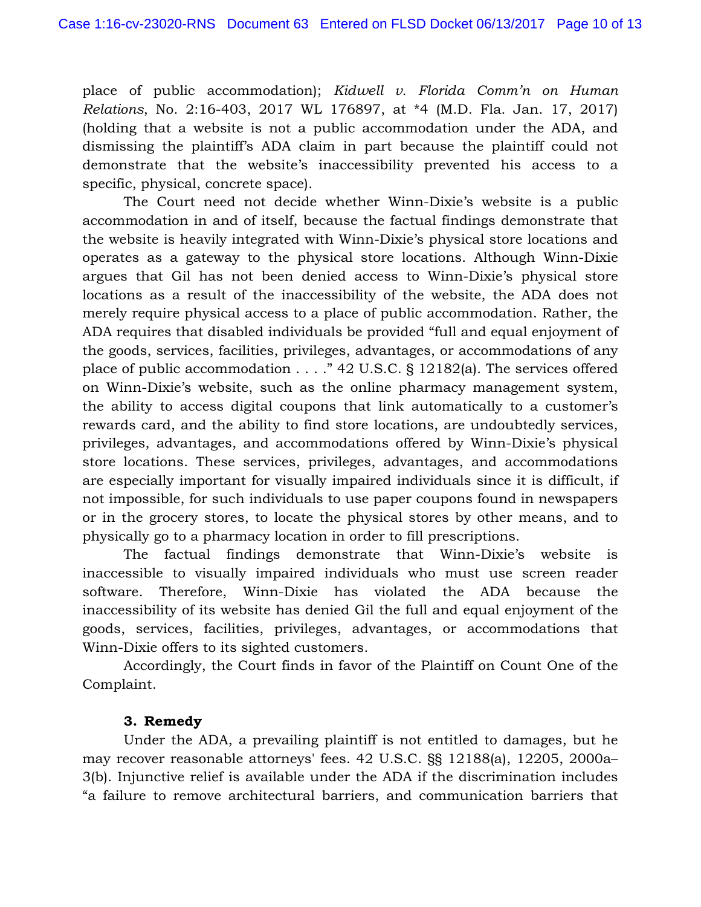place of public accommodation); *Kidwell v. Florida Comm'n on Human Relations*, No. 2:16-403, 2017 WL 176897, at *4 (M.D. Fla. Jan. 17, 2017) (holding that a website is not a public accommodation under the ADA, and dismissing the plaintiff's ADA claim in part because the plaintiff could not demonstrate that the website's inaccessibility prevented his access to a specific, physical, concrete space).

The Court need not decide whether Winn-Dixie's website is a public accommodation in and of itself, because the factual findings demonstrate that the website is heavily integrated with Winn-Dixie's physical store locations and operates as a gateway to the physical store locations. Although Winn-Dixie argues that Gil has not been denied access to Winn-Dixie's physical store locations as a result of the inaccessibility of the website, the ADA does not merely require physical access to a place of public accommodation. Rather, the ADA requires that disabled individuals be provided "full and equal enjoyment of the goods, services, facilities, privileges, advantages, or accommodations of any place of public accommodation . . . ." 42 U.S.C. § 12182(a). The services offered on Winn-Dixie's website, such as the online pharmacy management system, the ability to access digital coupons that link automatically to a customer's rewards card, and the ability to find store locations, are undoubtedly services, privileges, advantages, and accommodations offered by Winn-Dixie's physical store locations. These services, privileges, advantages, and accommodations are especially important for visually impaired individuals since it is difficult, if not impossible, for such individuals to use paper coupons found in newspapers or in the grocery stores, to locate the physical stores by other means, and to physically go to a pharmacy location in order to fill prescriptions.

The factual findings demonstrate that Winn-Dixie's website is inaccessible to visually impaired individuals who must use screen reader software. Therefore, Winn-Dixie has violated the ADA because the inaccessibility of its website has denied Gil the full and equal enjoyment of the goods, services, facilities, privileges, advantages, or accommodations that Winn-Dixie offers to its sighted customers.

Accordingly, the Court finds in favor of the Plaintiff on Count One of the Complaint.

### 3. Remedy

Under the ADA, a prevailing plaintiff is not entitled to damages, but he may recover reasonable attorneys' fees. 42 U.S.C. §§ 12188(a), 12205, 2000a–3(b). Injunctive relief is available under the ADA if the discrimination includes "a failure to remove architectural barriers, and communication barriers that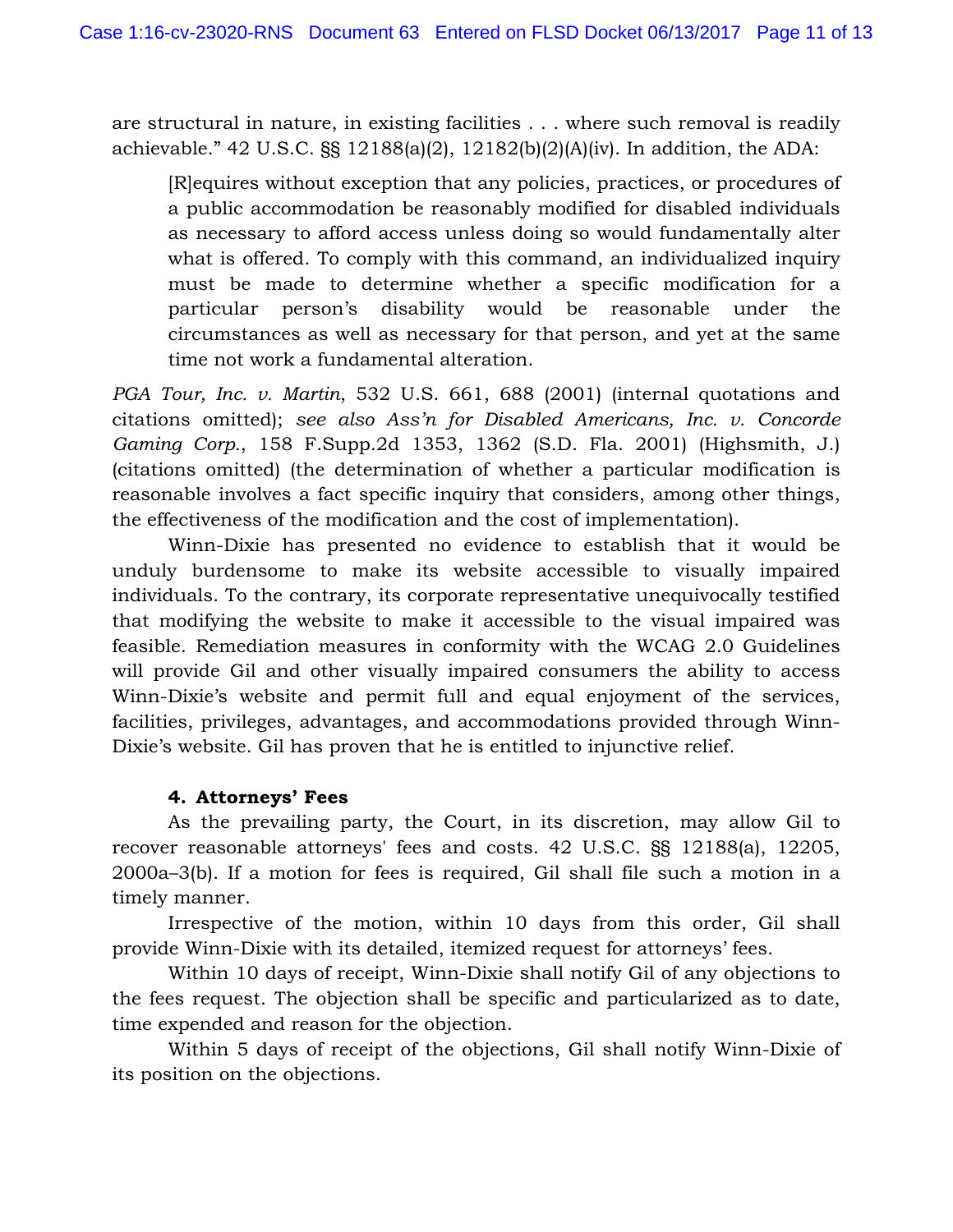are structural in nature, in existing facilities . . . where such removal is readily achievable." 42 U.S.C. §§ 12188(a)(2), 12182(b)(2)(A)(iv). In addition, the ADA:

> [R]equires without exception that any policies, practices, or procedures of a public accommodation be reasonably modified for disabled individuals as necessary to afford access unless doing so would fundamentally alter what is offered. To comply with this command, an individualized inquiry must be made to determine whether a specific modification for a particular person's disability would be reasonable under the circumstances as well as necessary for that person, and yet at the same time not work a fundamental alteration.

*PGA Tour, Inc. v. Martin*, 532 U.S. 661, 688 (2001) (internal quotations and citations omitted); *see also Ass'n for Disabled Americans, Inc. v. Concorde Gaming Corp.*, 158 F.Supp.2d 1353, 1362 (S.D. Fla. 2001) (Highsmith, J.) (citations omitted) (the determination of whether a particular modification is reasonable involves a fact specific inquiry that considers, among other things, the effectiveness of the modification and the cost of implementation).

Winn-Dixie has presented no evidence to establish that it would be unduly burdensome to make its website accessible to visually impaired individuals. To the contrary, its corporate representative unequivocally testified that modifying the website to make it accessible to the visual impaired was feasible. Remediation measures in conformity with the WCAG 2.0 Guidelines will provide Gil and other visually impaired consumers the ability to access Winn-Dixie's website and permit full and equal enjoyment of the services, facilities, privileges, advantages, and accommodations provided through Winn-Dixie's website. Gil has proven that he is entitled to injunctive relief.

#### 4. Attorneys' Fees

As the prevailing party, the Court, in its discretion, may allow Gil to recover reasonable attorneys' fees and costs. 42 U.S.C. §§ 12188(a), 12205, 2000a–3(b). If a motion for fees is required, Gil shall file such a motion in a timely manner.

Irrespective of the motion, within 10 days from this order, Gil shall provide Winn-Dixie with its detailed, itemized request for attorneys' fees.

Within 10 days of receipt, Winn-Dixie shall notify Gil of any objections to the fees request. The objection shall be specific and particularized as to date, time expended and reason for the objection.

Within 5 days of receipt of the objections, Gil shall notify Winn-Dixie of its position on the objections.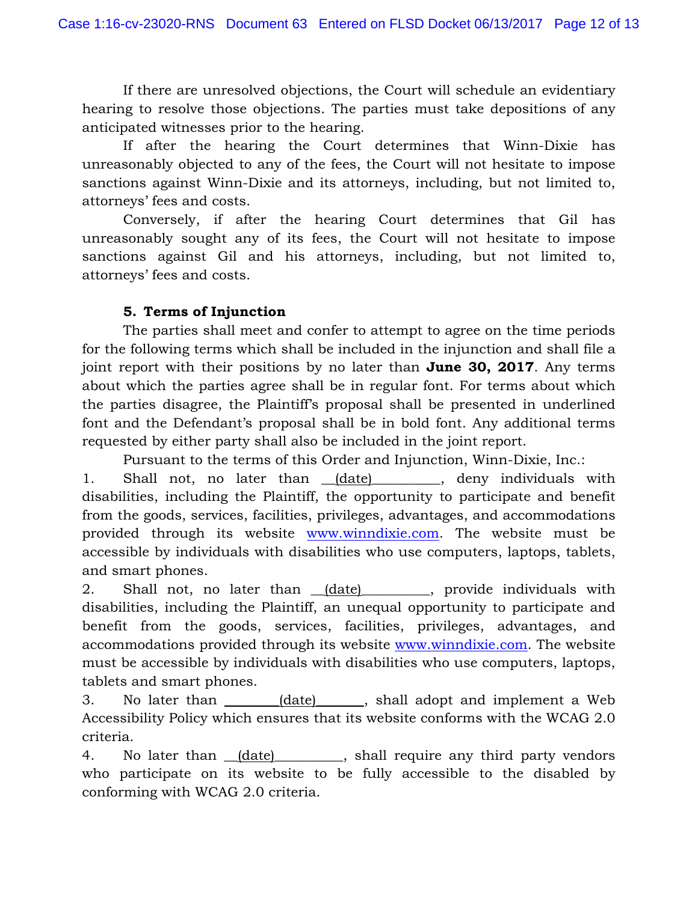If there are unresolved objections, the Court will schedule an evidentiary hearing to resolve those objections. The parties must take depositions of any anticipated witnesses prior to the hearing.

If after the hearing the Court determines that Winn-Dixie has unreasonably objected to any of the fees, the Court will not hesitate to impose sanctions against Winn-Dixie and its attorneys, including, but not limited to, attorneys' fees and costs.

Conversely, if after the hearing Court determines that Gil has unreasonably sought any of its fees, the Court will not hesitate to impose sanctions against Gil and his attorneys, including, but not limited to, attorneys' fees and costs.

**5. Terms of Injunction**

The parties shall meet and confer to attempt to agree on the time periods for the following terms which shall be included in the injunction and shall file a joint report with their positions by no later than **June 30, 2017**. Any terms about which the parties agree shall be in regular font. For terms about which the parties disagree, the Plaintiff's proposal shall be presented in underlined font and the Defendant's proposal shall be in bold font. Any additional terms requested by either party shall also be included in the joint report.

Pursuant to the terms of this Order and Injunction, Winn-Dixie, Inc.:

1. Shall not, no later than __(date)__________, deny individuals with disabilities, including the Plaintiff, the opportunity to participate and benefit from the goods, services, facilities, privileges, advantages, and accommodations provided through its website www.winndixie.com. The website must be accessible by individuals with disabilities who use computers, laptops, tablets, and smart phones.

2. Shall not, no later than __(date)__________, provide individuals with disabilities, including the Plaintiff, an unequal opportunity to participate and benefit from the goods, services, facilities, privileges, advantages, and accommodations provided through its website www.winndixie.com. The website must be accessible by individuals with disabilities who use computers, laptops, tablets and smart phones.

3. No later than ________(date)_______, shall adopt and implement a Web Accessibility Policy which ensures that its website conforms with the WCAG 2.0 criteria.

4. No later than __(date)__________, shall require any third party vendors who participate on its website to be fully accessible to the disabled by conforming with WCAG 2.0 criteria.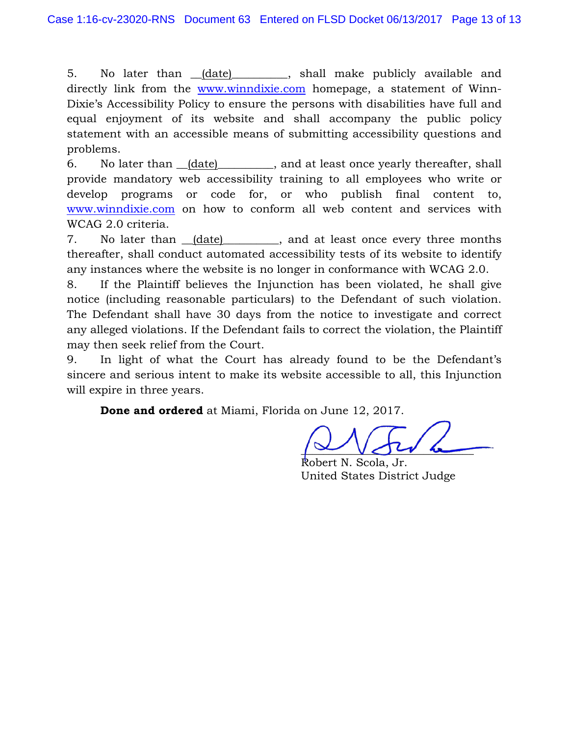5. No later than __(date)_________, shall make publicly available and directly link from the www.winndixie.com homepage, a statement of Winn-Dixie's Accessibility Policy to ensure the persons with disabilities have full and equal enjoyment of its website and shall accompany the public policy statement with an accessible means of submitting accessibility questions and problems.

6. No later than __(date)_________, and at least once yearly thereafter, shall provide mandatory web accessibility training to all employees who write or develop programs or code for, or who publish final content to, www.winndixie.com on how to conform all web content and services with WCAG 2.0 criteria.

7. No later than __(date)_________, and at least once every three months thereafter, shall conduct automated accessibility tests of its website to identify any instances where the website is no longer in conformance with WCAG 2.0.

8. If the Plaintiff believes the Injunction has been violated, he shall give notice (including reasonable particulars) to the Defendant of such violation. The Defendant shall have 30 days from the notice to investigate and correct any alleged violations. If the Defendant fails to correct the violation, the Plaintiff may then seek relief from the Court.

9. In light of what the Court has already found to be the Defendant's sincere and serious intent to make its website accessible to all, this Injunction will expire in three years.

**Done and ordered** at Miami, Florida on June 12, 2017.

Robert N. Scola, Jr.
United States District Judge